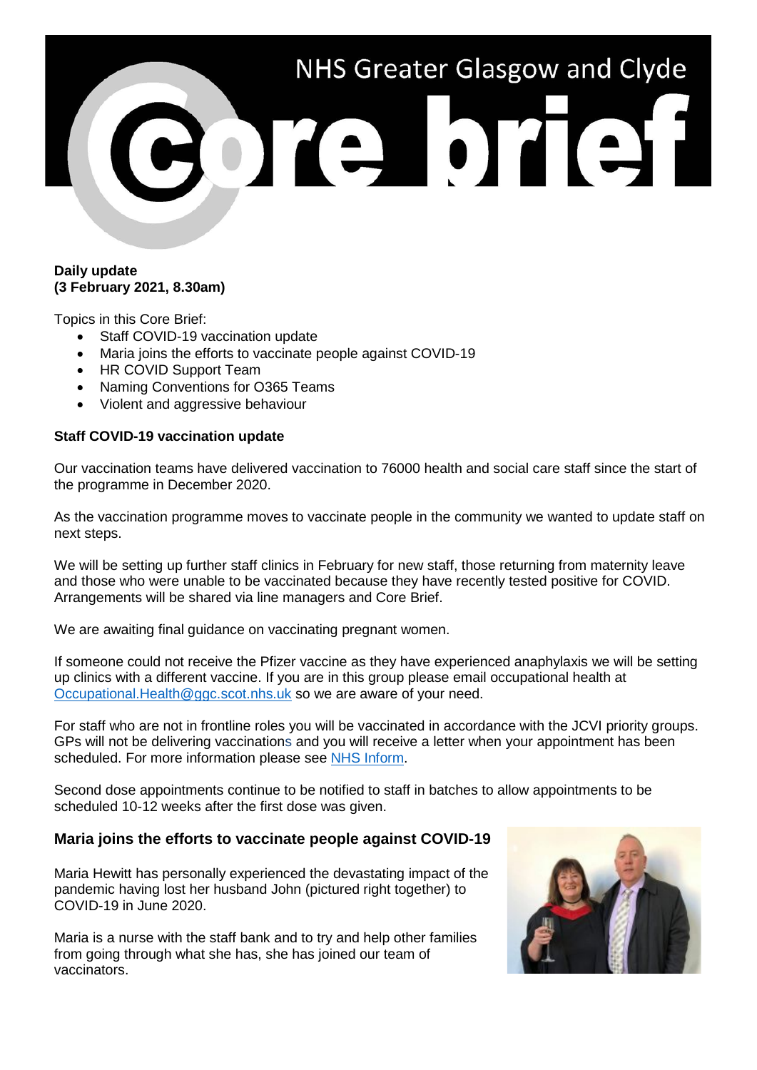# NHS Greater Glasgow and Clyde Core brief

**Daily update**
**(3 February 2021, 8.30am)**

Topics in this Core Brief:

- Staff COVID-19 vaccination update
- Maria joins the efforts to vaccinate people against COVID-19
- HR COVID Support Team
- Naming Conventions for O365 Teams
- Violent and aggressive behaviour

## Staff COVID-19 vaccination update

Our vaccination teams have delivered vaccination to 76000 health and social care staff since the start of the programme in December 2020.

As the vaccination programme moves to vaccinate people in the community we wanted to update staff on next steps.

We will be setting up further staff clinics in February for new staff, those returning from maternity leave and those who were unable to be vaccinated because they have recently tested positive for COVID. Arrangements will be shared via line managers and Core Brief.

We are awaiting final guidance on vaccinating pregnant women.

If someone could not receive the Pfizer vaccine as they have experienced anaphylaxis we will be setting up clinics with a different vaccine. If you are in this group please email occupational health at Occupational.Health@ggc.scot.nhs.uk so we are aware of your need.

For staff who are not in frontline roles you will be vaccinated in accordance with the JCVI priority groups. GPs will not be delivering vaccinations and you will receive a letter when your appointment has been scheduled. For more information please see NHS Inform.

Second dose appointments continue to be notified to staff in batches to allow appointments to be scheduled 10-12 weeks after the first dose was given.

## Maria joins the efforts to vaccinate people against COVID-19

Maria Hewitt has personally experienced the devastating impact of the pandemic having lost her husband John (pictured right together) to COVID-19 in June 2020.

Maria is a nurse with the staff bank and to try and help other families from going through what she has, she has joined our team of vaccinators.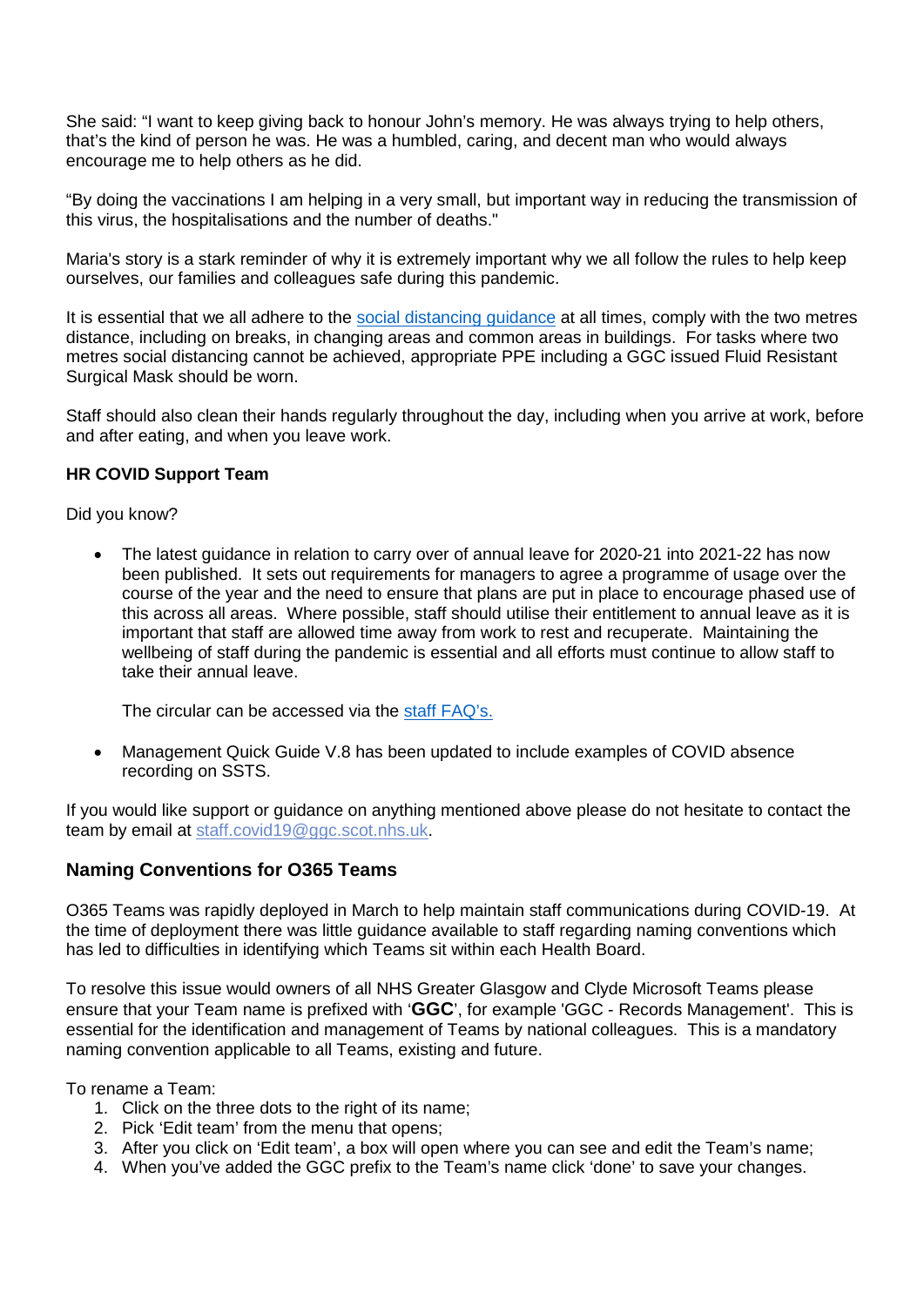She said: “I want to keep giving back to honour John’s memory. He was always trying to help others, that’s the kind of person he was. He was a humbled, caring, and decent man who would always encourage me to help others as he did.

“By doing the vaccinations I am helping in a very small, but important way in reducing the transmission of this virus, the hospitalisations and the number of deaths."

Maria's story is a stark reminder of why it is extremely important why we all follow the rules to help keep ourselves, our families and colleagues safe during this pandemic.

It is essential that we all adhere to the [social distancing guidance]() at all times, comply with the two metres distance, including on breaks, in changing areas and common areas in buildings. For tasks where two metres social distancing cannot be achieved, appropriate PPE including a GGC issued Fluid Resistant Surgical Mask should be worn.

Staff should also clean their hands regularly throughout the day, including when you arrive at work, before and after eating, and when you leave work.

**HR COVID Support Team**

Did you know?

- The latest guidance in relation to carry over of annual leave for 2020-21 into 2021-22 has now been published. It sets out requirements for managers to agree a programme of usage over the course of the year and the need to ensure that plans are put in place to encourage phased use of this across all areas. Where possible, staff should utilise their entitlement to annual leave as it is important that staff are allowed time away from work to rest and recuperate. Maintaining the wellbeing of staff during the pandemic is essential and all efforts must continue to allow staff to take their annual leave.

  The circular can be accessed via the [staff FAQ’s.]()

- Management Quick Guide V.8 has been updated to include examples of COVID absence recording on SSTS.

If you would like support or guidance on anything mentioned above please do not hesitate to contact the team by email at staff.covid19@ggc.scot.nhs.uk.

## Naming Conventions for O365 Teams

O365 Teams was rapidly deployed in March to help maintain staff communications during COVID-19. At the time of deployment there was little guidance available to staff regarding naming conventions which has led to difficulties in identifying which Teams sit within each Health Board.

To resolve this issue would owners of all NHS Greater Glasgow and Clyde Microsoft Teams please ensure that your Team name is prefixed with ‘**GGC**’, for example 'GGC - Records Management'. This is essential for the identification and management of Teams by national colleagues. This is a mandatory naming convention applicable to all Teams, existing and future.

To rename a Team:

1. Click on the three dots to the right of its name;
2. Pick ‘Edit team’ from the menu that opens;
3. After you click on ‘Edit team’, a box will open where you can see and edit the Team’s name;
4. When you’ve added the GGC prefix to the Team’s name click ‘done’ to save your changes.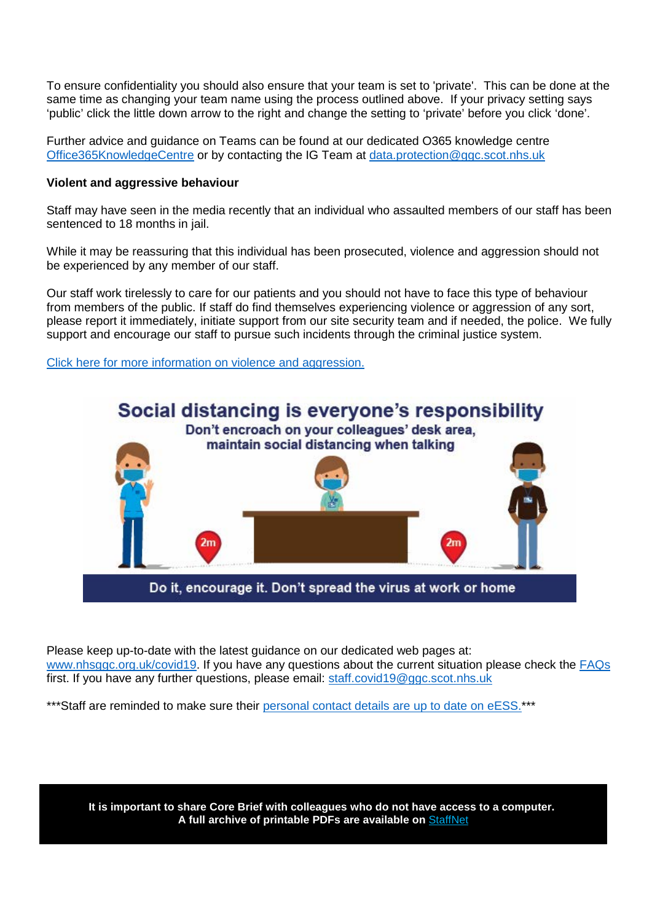To ensure confidentiality you should also ensure that your team is set to 'private'. This can be done at the same time as changing your team name using the process outlined above. If your privacy setting says 'public' click the little down arrow to the right and change the setting to 'private' before you click 'done'.

Further advice and guidance on Teams can be found at our dedicated O365 knowledge centre [Office365KnowledgeCentre](Office365KnowledgeCentre) or by contacting the IG Team at [data.protection@ggc.scot.nhs.uk](mailto:data.protection@ggc.scot.nhs.uk)

**Violent and aggressive behaviour**

Staff may have seen in the media recently that an individual who assaulted members of our staff has been sentenced to 18 months in jail.

While it may be reassuring that this individual has been prosecuted, violence and aggression should not be experienced by any member of our staff.

Our staff work tirelessly to care for our patients and you should not have to face this type of behaviour from members of the public. If staff do find themselves experiencing violence or aggression of any sort, please report it immediately, initiate support from our site security team and if needed, the police. We fully support and encourage our staff to pursue such incidents through the criminal justice system.

Click here for more information on violence and aggression.

Social distancing is everyone's responsibility

Don't encroach on your colleagues' desk area, maintain social distancing when talking

2m

2m

Do it, encourage it. Don't spread the virus at work or home

Please keep up-to-date with the latest guidance on our dedicated web pages at: [www.nhsggc.org.uk/covid19](www.nhsggc.org.uk/covid19). If you have any questions about the current situation please check the FAQs first. If you have any further questions, please email: [staff.covid19@ggc.scot.nhs.uk](mailto:staff.covid19@ggc.scot.nhs.uk)

***Staff are reminded to make sure their personal contact details are up to date on eESS.***

**It is important to share Core Brief with colleagues who do not have access to a computer.**
**A full archive of printable PDFs are available on StaffNet**